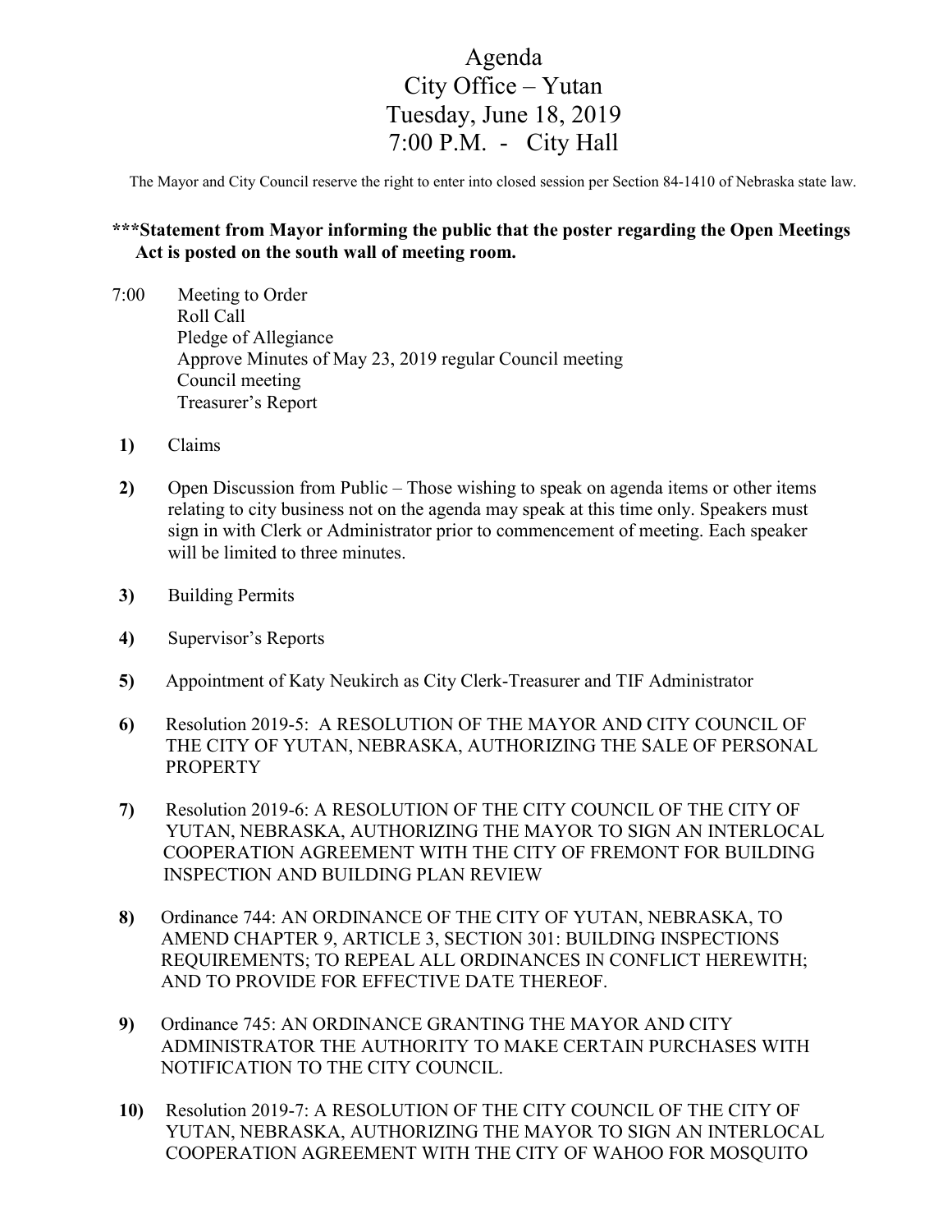# Agenda
# City Office – Yutan
# Tuesday, June 18, 2019
# 7:00 P.M. - City Hall

The Mayor and City Council reserve the right to enter into closed session per Section 84-1410 of Nebraska state law.

**\*\*\*Statement from Mayor informing the public that the poster regarding the Open Meetings Act is posted on the south wall of meeting room.**

7:00 Meeting to Order
Roll Call
Pledge of Allegiance
Approve Minutes of May 23, 2019 regular Council meeting
Council meeting
Treasurer's Report

**1)** Claims

**2)** Open Discussion from Public – Those wishing to speak on agenda items or other items relating to city business not on the agenda may speak at this time only. Speakers must sign in with Clerk or Administrator prior to commencement of meeting. Each speaker will be limited to three minutes.

**3)** Building Permits

**4)** Supervisor's Reports

**5)** Appointment of Katy Neukirch as City Clerk-Treasurer and TIF Administrator

**6)** Resolution 2019-5: A RESOLUTION OF THE MAYOR AND CITY COUNCIL OF THE CITY OF YUTAN, NEBRASKA, AUTHORIZING THE SALE OF PERSONAL PROPERTY

**7)** Resolution 2019-6: A RESOLUTION OF THE CITY COUNCIL OF THE CITY OF YUTAN, NEBRASKA, AUTHORIZING THE MAYOR TO SIGN AN INTERLOCAL COOPERATION AGREEMENT WITH THE CITY OF FREMONT FOR BUILDING INSPECTION AND BUILDING PLAN REVIEW

**8)** Ordinance 744: AN ORDINANCE OF THE CITY OF YUTAN, NEBRASKA, TO AMEND CHAPTER 9, ARTICLE 3, SECTION 301: BUILDING INSPECTIONS REQUIREMENTS; TO REPEAL ALL ORDINANCES IN CONFLICT HEREWITH; AND TO PROVIDE FOR EFFECTIVE DATE THEREOF.

**9)** Ordinance 745: AN ORDINANCE GRANTING THE MAYOR AND CITY ADMINISTRATOR THE AUTHORITY TO MAKE CERTAIN PURCHASES WITH NOTIFICATION TO THE CITY COUNCIL.

**10)** Resolution 2019-7: A RESOLUTION OF THE CITY COUNCIL OF THE CITY OF YUTAN, NEBRASKA, AUTHORIZING THE MAYOR TO SIGN AN INTERLOCAL COOPERATION AGREEMENT WITH THE CITY OF WAHOO FOR MOSQUITO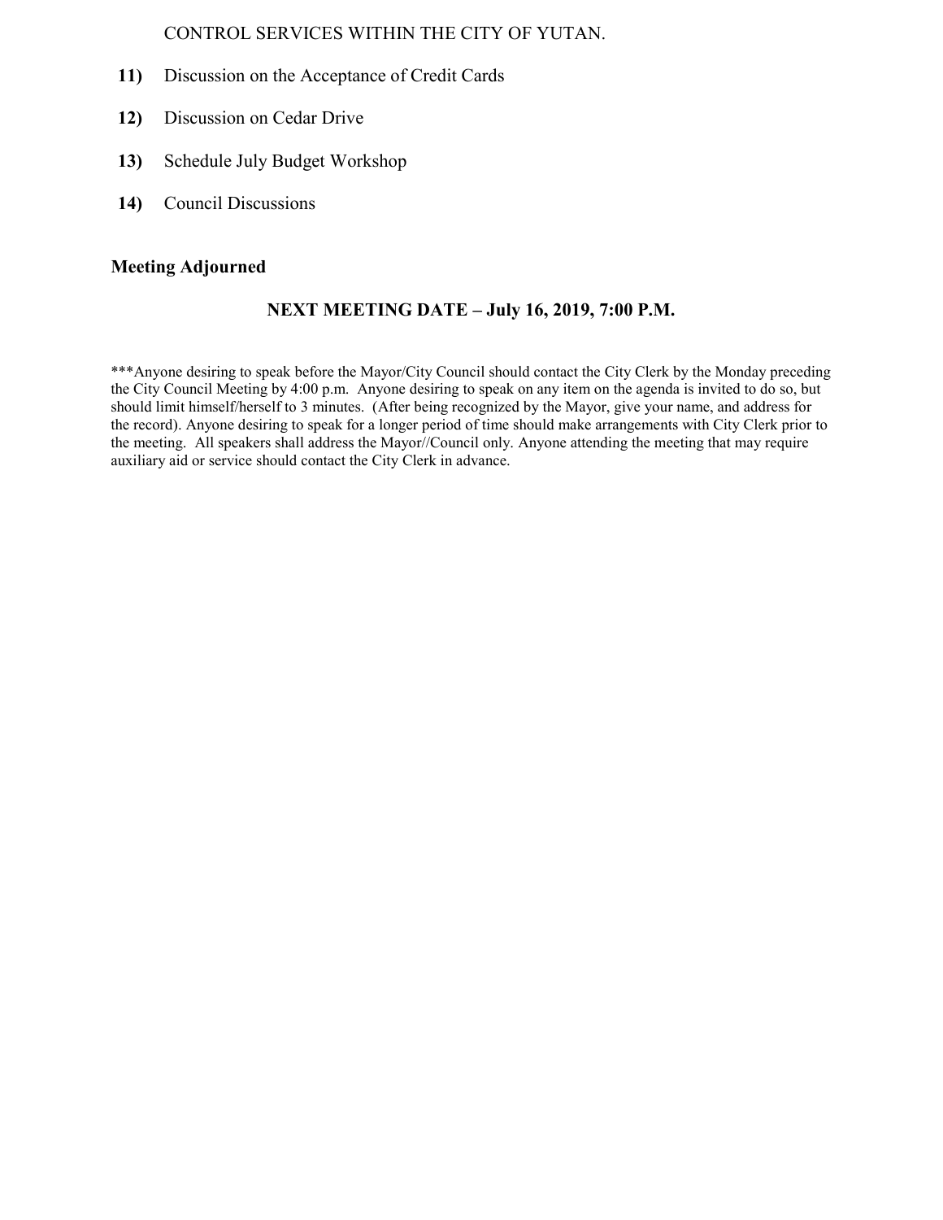CONTROL SERVICES WITHIN THE CITY OF YUTAN.

**11)** Discussion on the Acceptance of Credit Cards

**12)** Discussion on Cedar Drive

**13)** Schedule July Budget Workshop

**14)** Council Discussions

**Meeting Adjourned**

**NEXT MEETING DATE – July 16, 2019, 7:00 P.M.**

***Anyone desiring to speak before the Mayor/City Council should contact the City Clerk by the Monday preceding the City Council Meeting by 4:00 p.m. Anyone desiring to speak on any item on the agenda is invited to do so, but should limit himself/herself to 3 minutes. (After being recognized by the Mayor, give your name, and address for the record). Anyone desiring to speak for a longer period of time should make arrangements with City Clerk prior to the meeting. All speakers shall address the Mayor//Council only. Anyone attending the meeting that may require auxiliary aid or service should contact the City Clerk in advance.